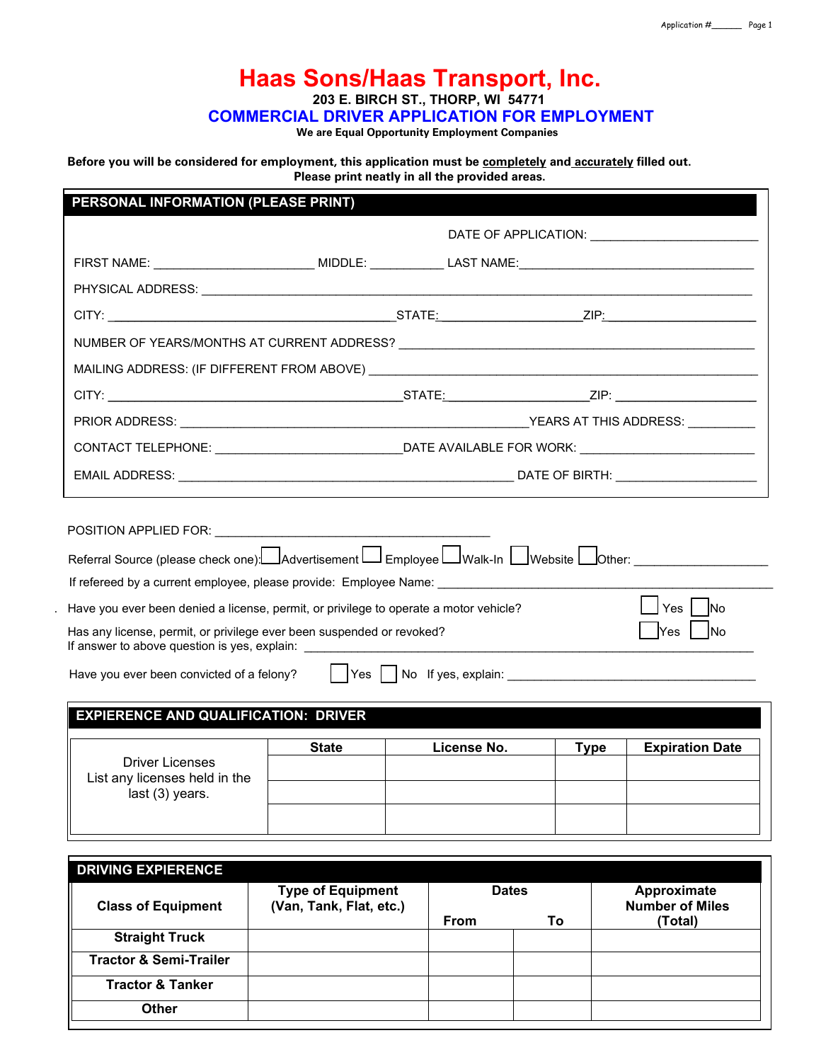# Haas Sons/Haas Transport, Inc.

**203 E. BIRCH ST., THORP, WI 54771**

## COMMERCIAL DRIVER APPLICATION FOR EMPLOYMENT

**We are Equal Opportunity Employment Companies**

**Before you will be considered for employment, this application must be completely and accurately filled out. Please print neatly in all the provided areas.**

### PERSONAL INFORMATION (PLEASE PRINT)

DATE OF APPLICATION: ______________________

FIRST NAME: ______________________ MIDDLE: __________ LAST NAME: ______________________

PHYSICAL ADDRESS: ______________________________________________

CITY: ______________________ STATE: ______________ ZIP: ______________

NUMBER OF YEARS/MONTHS AT CURRENT ADDRESS? ______________________

MAILING ADDRESS: (IF DIFFERENT FROM ABOVE) ______________________

CITY: ______________________ STATE: ______________ ZIP: ______________

PRIOR ADDRESS: ______________________ YEARS AT THIS ADDRESS: __________

CONTACT TELEPHONE: ______________________ DATE AVAILABLE FOR WORK: ______________________

EMAIL ADDRESS: ______________________ DATE OF BIRTH: ______________________

POSITION APPLIED FOR: ______________________

Referral Source (please check one): ☐ Advertisement ☐ Employee ☐ Walk-In ☐ Website ☐ Other: ______________

If refereed by a current employee, please provide: Employee Name: ______________________

Have you ever been denied a license, permit, or privilege to operate a motor vehicle? ☐ Yes ☐ No

Has any license, permit, or privilege ever been suspended or revoked? ☐ Yes ☐ No
If answer to above question is yes, explain: ______________________

Have you ever been convicted of a felony? ☐ Yes ☐ No If yes, explain: ______________________

### EXIPERIENCE AND QUALIFICATION: DRIVER

| Driver Licenses List any licenses held in the last (3) years. | State | License No. | Type | Expiration Date |
|---|---|---|---|---|
| | | | | |
| | | | | |
| | | | | |

### DRIVING EXPERIENCE

| Class of Equipment | Type of Equipment (Van, Tank, Flat, etc.) | Dates | | Approximate Number of Miles (Total) |
|---|---|---|---|---|
| | | From | To | |
| Straight Truck | | | | |
| Tractor & Semi-Trailer | | | | |
| Tractor & Tanker | | | | |
| Other | | | | |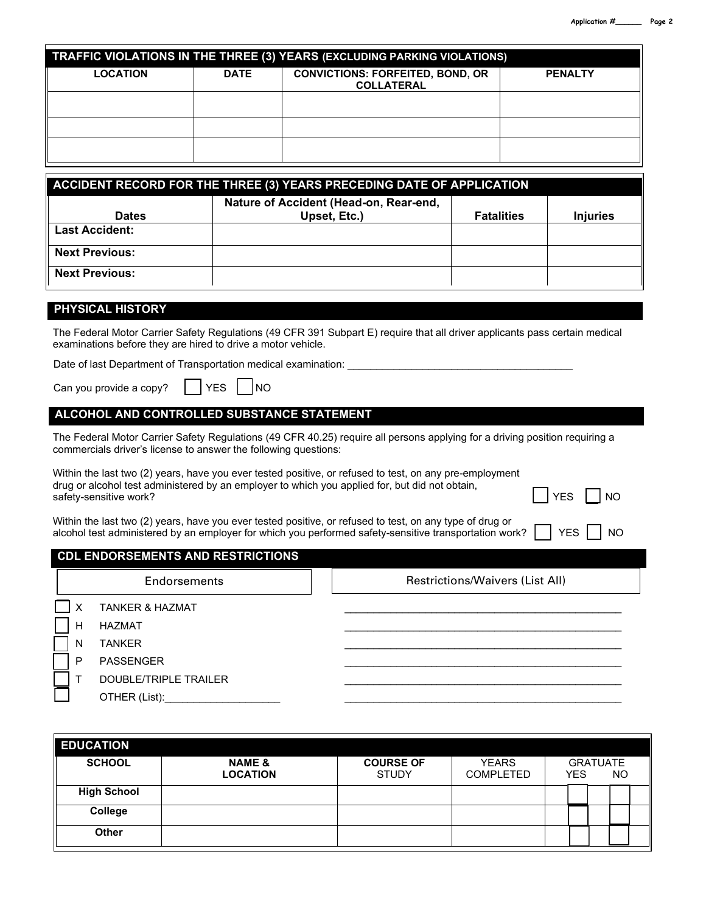Application #______

## TRAFFIC VIOLATIONS IN THE THREE (3) YEARS (EXCLUDING PARKING VIOLATIONS)

| LOCATION | DATE | CONVICTIONS: FORFEITED, BOND, OR COLLATERAL | PENALTY |
|---|---|---|---|
| | | | |
| | | | |
| | | | |

## ACCIDENT RECORD FOR THE THREE (3) YEARS PRECEDING DATE OF APPLICATION

| Dates | Nature of Accident (Head-on, Rear-end, Upset, Etc.) | Fatalities | Injuries |
|---|---|---|---|
| **Last Accident:** | | | |
| **Next Previous:** | | | |
| **Next Previous:** | | | |

## PHYSICAL HISTORY

The Federal Motor Carrier Safety Regulations (49 CFR 391 Subpart E) require that all driver applicants pass certain medical examinations before they are hired to drive a motor vehicle.

Date of last Department of Transportation medical examination: ________________________________________

Can you provide a copy? ☐ YES ☐ NO

## ALCOHOL AND CONTROLLED SUBSTANCE STATEMENT

The Federal Motor Carrier Safety Regulations (49 CFR 40.25) require all persons applying for a driving position requiring a commercials driver's license to answer the following questions:

Within the last two (2) years, have you ever tested positive, or refused to test, on any pre-employment drug or alcohol test administered by an employer to which you applied for, but did not obtain, safety-sensitive work? ☐ YES ☐ NO

Within the last two (2) years, have you ever tested positive, or refused to test, on any type of drug or alcohol test administered by an employer for which you performed safety-sensitive transportation work? ☐ YES ☐ NO

## CDL ENDORSEMENTS AND RESTRICTIONS

| Endorsements | Restrictions/Waivers (List All) |
|---|---|
| ☐ X TANKER & HAZMAT | ________________________________________________ |
| ☐ H HAZMAT | ________________________________________________ |
| ☐ N TANKER | ________________________________________________ |
| ☐ P PASSENGER | ________________________________________________ |
| ☐ T DOUBLE/TRIPLE TRAILER | ________________________________________________ |
| ☐ OTHER (List):____________________ | ________________________________________________ |

## EDUCATION

| SCHOOL | NAME & LOCATION | COURSE OF STUDY | YEARS COMPLETED | GRATUATE YES | NO |
|---|---|---|---|---|---|
| **High School** | | | | ☐ | ☐ |
| **College** | | | | ☐ | ☐ |
| **Other** | | | | ☐ | ☐ |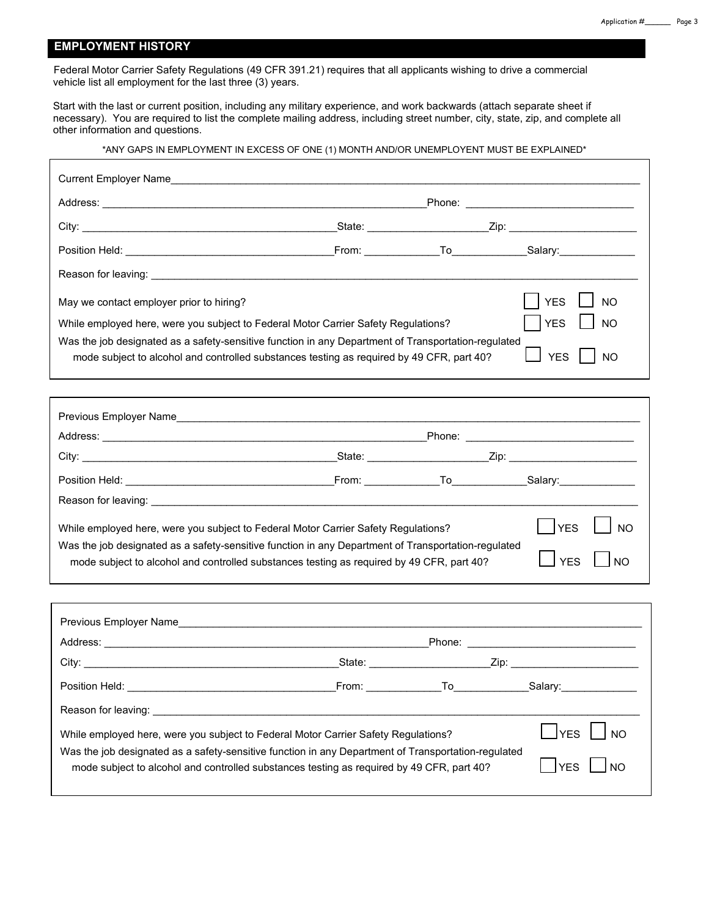## EMPLOYMENT HISTORY

Federal Motor Carrier Safety Regulations (49 CFR 391.21) requires that all applicants wishing to drive a commercial vehicle list all employment for the last three (3) years.

Start with the last or current position, including any military experience, and work backwards (attach separate sheet if necessary). You are required to list the complete mailing address, including street number, city, state, zip, and complete all other information and questions.

\*ANY GAPS IN EMPLOYMENT IN EXCESS OF ONE (1) MONTH AND/OR UNEMPLOYENT MUST BE EXPLAINED\*

Current Employer Name\_\_\_\_\_\_\_\_\_\_\_\_\_\_\_\_\_\_\_\_\_\_\_\_\_\_\_\_\_\_\_\_\_\_\_\_\_\_\_\_

Address: \_\_\_\_\_\_\_\_\_\_\_\_\_\_\_\_\_\_\_\_\_\_\_\_\_\_\_\_\_\_ Phone: \_\_\_\_\_\_\_\_\_\_\_\_\_\_\_\_

City: \_\_\_\_\_\_\_\_\_\_\_\_\_\_\_\_\_\_\_\_\_\_\_\_ State: \_\_\_\_\_\_\_\_\_\_\_\_ Zip: \_\_\_\_\_\_\_\_\_\_\_\_

Position Held: \_\_\_\_\_\_\_\_\_\_\_\_\_\_\_\_\_\_\_\_ From: \_\_\_\_\_\_\_\_ To\_\_\_\_\_\_\_\_ Salary:\_\_\_\_\_\_\_\_

Reason for leaving: \_\_\_\_\_\_\_\_\_\_\_\_\_\_\_\_\_\_\_\_\_\_\_\_\_\_\_\_\_\_\_\_\_\_\_\_\_\_\_\_

May we contact employer prior to hiring? ☐ YES ☐ NO

While employed here, were you subject to Federal Motor Carrier Safety Regulations? ☐ YES ☐ NO

Was the job designated as a safety-sensitive function in any Department of Transportation-regulated mode subject to alcohol and controlled substances testing as required by 49 CFR, part 40? ☐ YES ☐ NO

---

Previous Employer Name\_\_\_\_\_\_\_\_\_\_\_\_\_\_\_\_\_\_\_\_\_\_\_\_\_\_\_\_\_\_\_\_\_\_\_\_\_\_\_\_

Address: \_\_\_\_\_\_\_\_\_\_\_\_\_\_\_\_\_\_\_\_\_\_\_\_\_\_\_\_\_\_ Phone: \_\_\_\_\_\_\_\_\_\_\_\_\_\_\_\_

City: \_\_\_\_\_\_\_\_\_\_\_\_\_\_\_\_\_\_\_\_\_\_\_\_ State: \_\_\_\_\_\_\_\_\_\_\_\_ Zip: \_\_\_\_\_\_\_\_\_\_\_\_

Position Held: \_\_\_\_\_\_\_\_\_\_\_\_\_\_\_\_\_\_\_\_ From: \_\_\_\_\_\_\_\_ To\_\_\_\_\_\_\_\_ Salary:\_\_\_\_\_\_\_\_

Reason for leaving: \_\_\_\_\_\_\_\_\_\_\_\_\_\_\_\_\_\_\_\_\_\_\_\_\_\_\_\_\_\_\_\_\_\_\_\_\_\_\_\_

While employed here, were you subject to Federal Motor Carrier Safety Regulations? ☐ YES ☐ NO

Was the job designated as a safety-sensitive function in any Department of Transportation-regulated mode subject to alcohol and controlled substances testing as required by 49 CFR, part 40? ☐ YES ☐ NO

---

Previous Employer Name\_\_\_\_\_\_\_\_\_\_\_\_\_\_\_\_\_\_\_\_\_\_\_\_\_\_\_\_\_\_\_\_\_\_\_\_\_\_\_\_

Address: \_\_\_\_\_\_\_\_\_\_\_\_\_\_\_\_\_\_\_\_\_\_\_\_\_\_\_\_\_\_ Phone: \_\_\_\_\_\_\_\_\_\_\_\_\_\_\_\_

City: \_\_\_\_\_\_\_\_\_\_\_\_\_\_\_\_\_\_\_\_\_\_\_\_ State: \_\_\_\_\_\_\_\_\_\_\_\_ Zip: \_\_\_\_\_\_\_\_\_\_\_\_

Position Held: \_\_\_\_\_\_\_\_\_\_\_\_\_\_\_\_\_\_\_\_ From: \_\_\_\_\_\_\_\_ To\_\_\_\_\_\_\_\_ Salary:\_\_\_\_\_\_\_\_

Reason for leaving: \_\_\_\_\_\_\_\_\_\_\_\_\_\_\_\_\_\_\_\_\_\_\_\_\_\_\_\_\_\_\_\_\_\_\_\_\_\_\_\_

While employed here, were you subject to Federal Motor Carrier Safety Regulations? ☐ YES ☐ NO

Was the job designated as a safety-sensitive function in any Department of Transportation-regulated mode subject to alcohol and controlled substances testing as required by 49 CFR, part 40? ☐ YES ☐ NO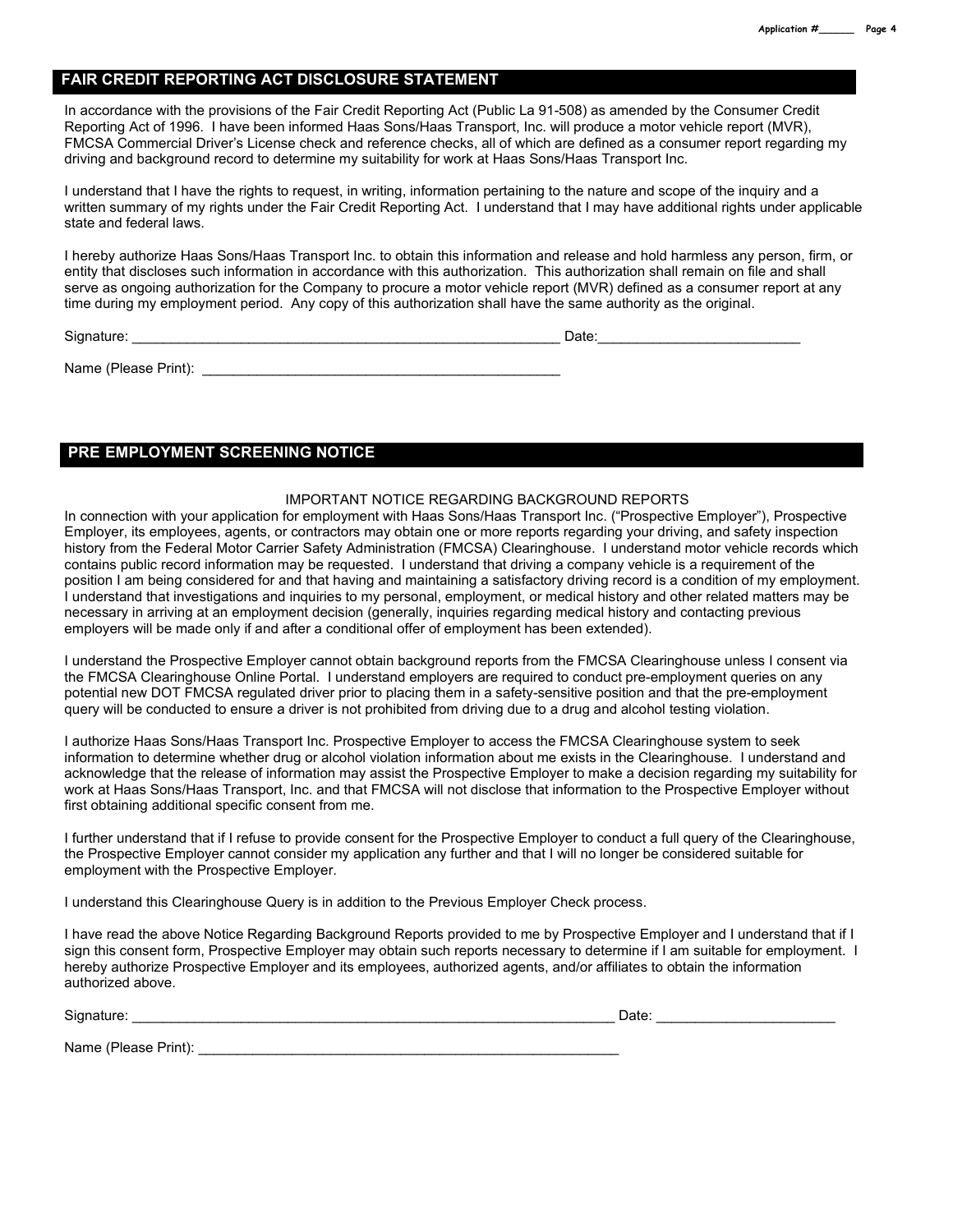## FAIR CREDIT REPORTING ACT DISCLOSURE STATEMENT

In accordance with the provisions of the Fair Credit Reporting Act (Public La 91-508) as amended by the Consumer Credit Reporting Act of 1996. I have been informed Haas Sons/Haas Transport, Inc. will produce a motor vehicle report (MVR), FMCSA Commercial Driver's License check and reference checks, all of which are defined as a consumer report regarding my driving and background record to determine my suitability for work at Haas Sons/Haas Transport Inc.

I understand that I have the rights to request, in writing, information pertaining to the nature and scope of the inquiry and a written summary of my rights under the Fair Credit Reporting Act. I understand that I may have additional rights under applicable state and federal laws.

I hereby authorize Haas Sons/Haas Transport Inc. to obtain this information and release and hold harmless any person, firm, or entity that discloses such information in accordance with this authorization. This authorization shall remain on file and shall serve as ongoing authorization for the Company to procure a motor vehicle report (MVR) defined as a consumer report at any time during my employment period. Any copy of this authorization shall have the same authority as the original.

Signature: _______________________________________________________ Date:__________________________

Name (Please Print): ______________________________________________

## PRE EMPLOYMENT SCREENING NOTICE

IMPORTANT NOTICE REGARDING BACKGROUND REPORTS

In connection with your application for employment with Haas Sons/Haas Transport Inc. ("Prospective Employer"), Prospective Employer, its employees, agents, or contractors may obtain one or more reports regarding your driving, and safety inspection history from the Federal Motor Carrier Safety Administration (FMCSA) Clearinghouse. I understand motor vehicle records which contains public record information may be requested. I understand that driving a company vehicle is a requirement of the position I am being considered for and that having and maintaining a satisfactory driving record is a condition of my employment. I understand that investigations and inquiries to my personal, employment, or medical history and other related matters may be necessary in arriving at an employment decision (generally, inquiries regarding medical history and contacting previous employers will be made only if and after a conditional offer of employment has been extended).

I understand the Prospective Employer cannot obtain background reports from the FMCSA Clearinghouse unless I consent via the FMCSA Clearinghouse Online Portal. I understand employers are required to conduct pre-employment queries on any potential new DOT FMCSA regulated driver prior to placing them in a safety-sensitive position and that the pre-employment query will be conducted to ensure a driver is not prohibited from driving due to a drug and alcohol testing violation.

I authorize Haas Sons/Haas Transport Inc. Prospective Employer to access the FMCSA Clearinghouse system to seek information to determine whether drug or alcohol violation information about me exists in the Clearinghouse. I understand and acknowledge that the release of information may assist the Prospective Employer to make a decision regarding my suitability for work at Haas Sons/Haas Transport, Inc. and that FMCSA will not disclose that information to the Prospective Employer without first obtaining additional specific consent from me.

I further understand that if I refuse to provide consent for the Prospective Employer to conduct a full query of the Clearinghouse, the Prospective Employer cannot consider my application any further and that I will no longer be considered suitable for employment with the Prospective Employer.

I understand this Clearinghouse Query is in addition to the Previous Employer Check process.

I have read the above Notice Regarding Background Reports provided to me by Prospective Employer and I understand that if I sign this consent form, Prospective Employer may obtain such reports necessary to determine if I am suitable for employment. I hereby authorize Prospective Employer and its employees, authorized agents, and/or affiliates to obtain the information authorized above.

Signature: _____________________________________________________________ Date: ______________________

Name (Please Print): _____________________________________________________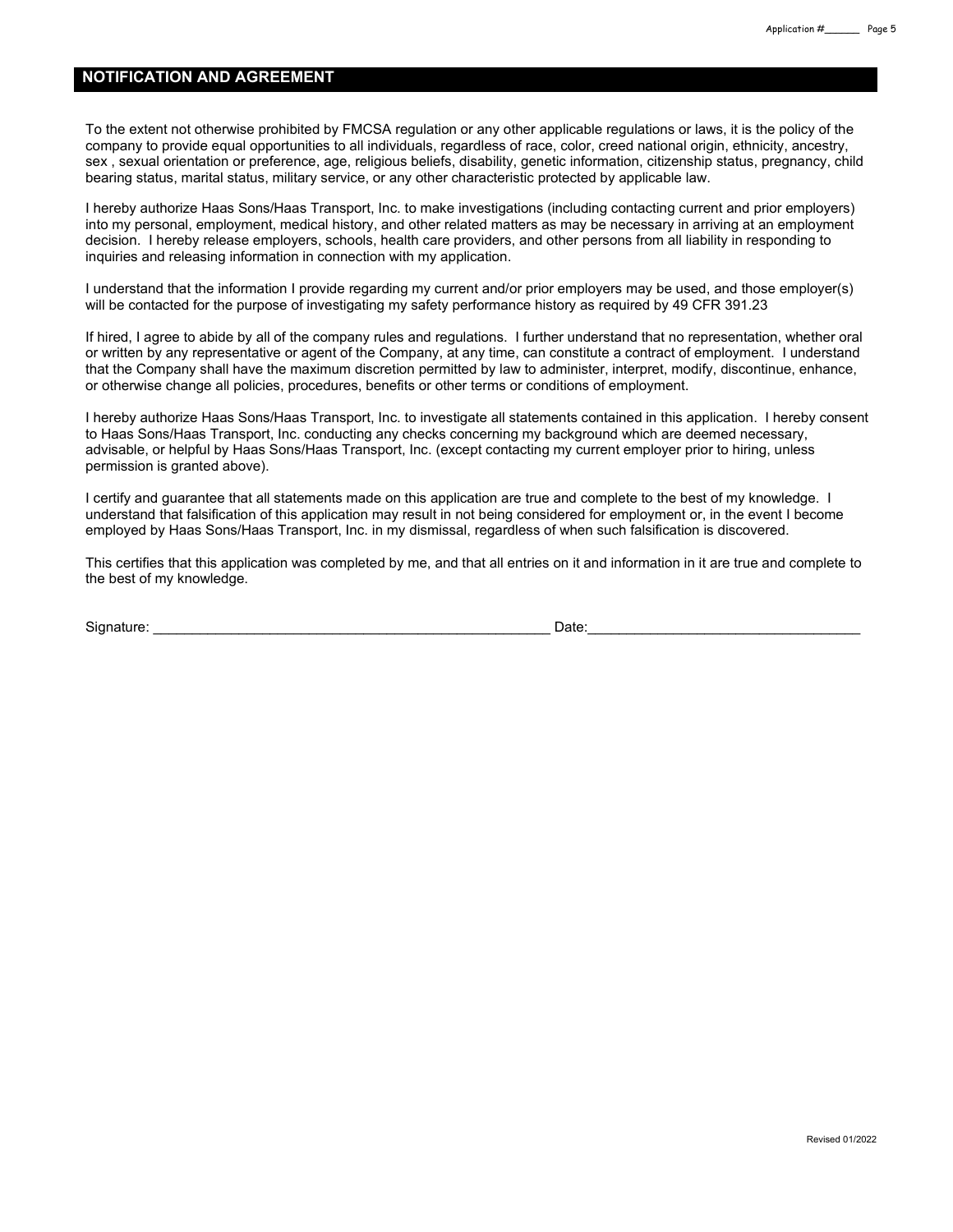## NOTIFICATION AND AGREEMENT

To the extent not otherwise prohibited by FMCSA regulation or any other applicable regulations or laws, it is the policy of the company to provide equal opportunities to all individuals, regardless of race, color, creed national origin, ethnicity, ancestry, sex , sexual orientation or preference, age, religious beliefs, disability, genetic information, citizenship status, pregnancy, child bearing status, marital status, military service, or any other characteristic protected by applicable law.

I hereby authorize Haas Sons/Haas Transport, Inc. to make investigations (including contacting current and prior employers) into my personal, employment, medical history, and other related matters as may be necessary in arriving at an employment decision. I hereby release employers, schools, health care providers, and other persons from all liability in responding to inquiries and releasing information in connection with my application.

I understand that the information I provide regarding my current and/or prior employers may be used, and those employer(s) will be contacted for the purpose of investigating my safety performance history as required by 49 CFR 391.23

If hired, I agree to abide by all of the company rules and regulations. I further understand that no representation, whether oral or written by any representative or agent of the Company, at any time, can constitute a contract of employment. I understand that the Company shall have the maximum discretion permitted by law to administer, interpret, modify, discontinue, enhance, or otherwise change all policies, procedures, benefits or other terms or conditions of employment.

I hereby authorize Haas Sons/Haas Transport, Inc. to investigate all statements contained in this application. I hereby consent to Haas Sons/Haas Transport, Inc. conducting any checks concerning my background which are deemed necessary, advisable, or helpful by Haas Sons/Haas Transport, Inc. (except contacting my current employer prior to hiring, unless permission is granted above).

I certify and guarantee that all statements made on this application are true and complete to the best of my knowledge. I understand that falsification of this application may result in not being considered for employment or, in the event I become employed by Haas Sons/Haas Transport, Inc. in my dismissal, regardless of when such falsification is discovered.

This certifies that this application was completed by me, and that all entries on it and information in it are true and complete to the best of my knowledge.

Signature: ____________________________________________________ Date:___________________________________

Revised 01/2022